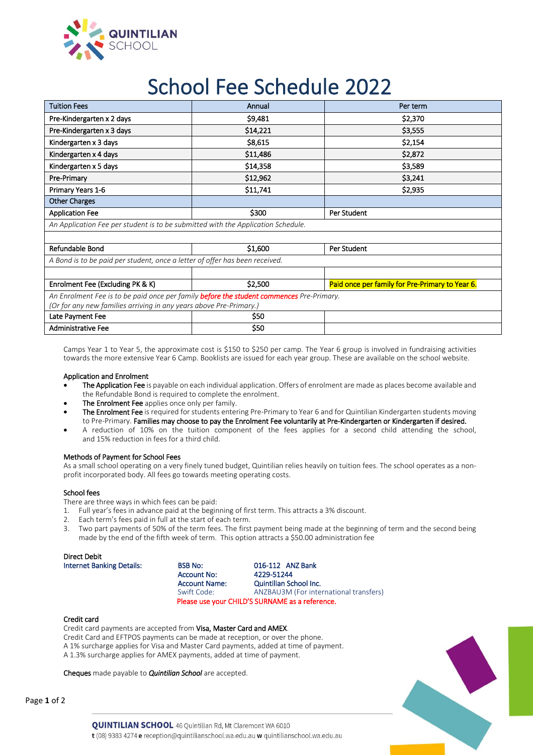# School Fee Schedule 2022

| Tuition Fees | Annual | Per term |
|---|---|---|
| Pre-Kindergarten x 2 days | $9,481 | $2,370 |
| Pre-Kindergarten x 3 days | $14,221 | $3,555 |
| Kindergarten x 3 days | $8,615 | $2,154 |
| Kindergarten x 4 days | $11,486 | $2,872 |
| Kindergarten x 5 days | $14,358 | $3,589 |
| Pre-Primary | $12,962 | $3,241 |
| Primary Years 1-6 | $11,741 | $2,935 |
| Other Charges | | |
| Application Fee | $300 | Per Student |
| *An Application Fee per student is to be submitted with the Application Schedule.* | | |
| | | |
| Refundable Bond | $1,600 | Per Student |
| *A Bond is to be paid per student, once a letter of offer has been received.* | | |
| | | |
| Enrolment Fee (Excluding PK & K) | $2,500 | Paid once per family for Pre-Primary to Year 6. |
| *An Enrolment Fee is to be paid once per family **before the student commences** Pre-Primary. (Or for any new families arriving in any years above Pre-Primary.)* | | |
| Late Payment Fee | $50 | |
| Administrative Fee | $50 | |

Camps Year 1 to Year 5, the approximate cost is $150 to $250 per camp. The Year 6 group is involved in fundraising activities towards the more extensive Year 6 Camp. Booklists are issued for each year group. These are available on the school website.

**Application and Enrolment**

- **The Application Fee** is payable on each individual application. Offers of enrolment are made as places become available and the Refundable Bond is required to complete the enrolment.
- **The Enrolment Fee** applies once only per family.
- **The Enrolment Fee** is required for students entering Pre-Primary to Year 6 and for Quintilian Kindergarten students moving to Pre-Primary. **Families may choose to pay the Enrolment Fee voluntarily at Pre-Kindergarten or Kindergarten if desired.**
- A reduction of 10% on the tuition component of the fees applies for a second child attending the school, and 15% reduction in fees for a third child.

**Methods of Payment for School Fees**

As a small school operating on a very finely tuned budget, Quintilian relies heavily on tuition fees. The school operates as a non-profit incorporated body. All fees go towards meeting operating costs.

**School fees**

There are three ways in which fees can be paid:

1. Full year's fees in advance paid at the beginning of first term. This attracts a 3% discount.
2. Each term's fees paid in full at the start of each term.
3. Two part payments of 50% of the term fees. The first payment being made at the beginning of term and the second being made by the end of the fifth week of term. This option attracts a $50.00 administration fee

**Direct Debit**

Internet Banking Details:

- BSB No: 016-112 ANZ Bank
- Account No: 4229-51244
- Account Name: Quintilian School Inc.
- Swift Code: ANZBAU3M (For international transfers)

**Please use your CHILD'S SURNAME as a reference.**

**Credit card**

Credit card payments are accepted from **Visa, Master Card and AMEX**.
Credit Card and EFTPOS payments can be made at reception, or over the phone.
A 1% surcharge applies for Visa and Master Card payments, added at time of payment.
A 1.3% surcharge applies for AMEX payments, added at time of payment.

**Cheques** made payable to ***Quintilian School*** are accepted.

**QUINTILIAN SCHOOL** 46 Quintilian Rd, Mt Claremont WA 6010
**t** (08) 9383 4274 **e** reception@quintilianschool.wa.edu.au **w** quintilianschool.wa.edu.au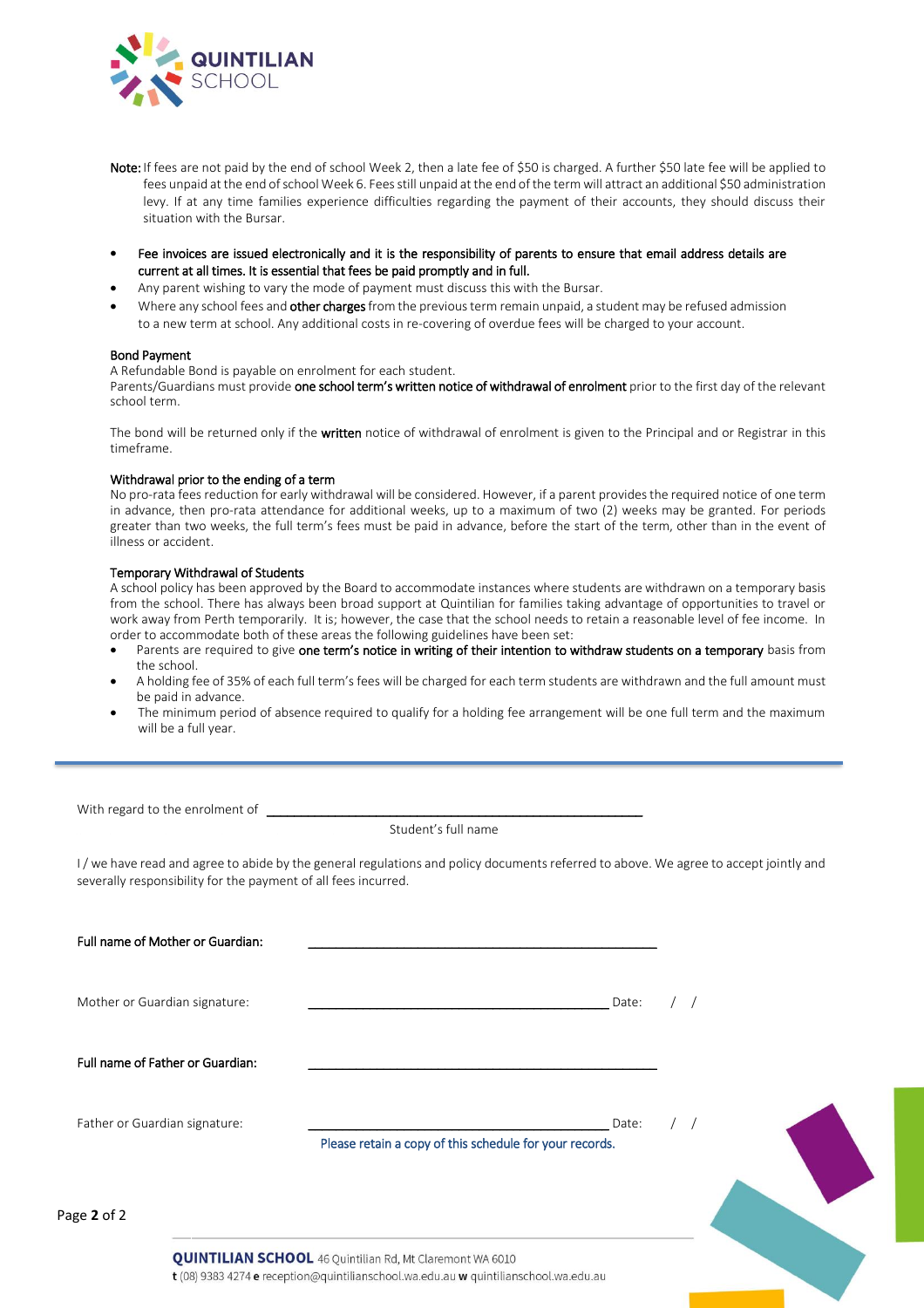**Note:** If fees are not paid by the end of school Week 2, then a late fee of $50 is charged. A further $50 late fee will be applied to fees unpaid at the end of school Week 6. Fees still unpaid at the end of the term will attract an additional $50 administration levy. If at any time families experience difficulties regarding the payment of their accounts, they should discuss their situation with the Bursar.

- Fee invoices are issued electronically and it is the responsibility of parents to ensure that email address details are current at all times. It is essential that fees be paid promptly and in full.
- Any parent wishing to vary the mode of payment must discuss this with the Bursar.
- Where any school fees and other charges from the previous term remain unpaid, a student may be refused admission to a new term at school. Any additional costs in re-covering of overdue fees will be charged to your account.

### Bond Payment

A Refundable Bond is payable on enrolment for each student.
Parents/Guardians must provide **one school term's written notice of withdrawal of enrolment** prior to the first day of the relevant school term.

The bond will be returned only if the **written** notice of withdrawal of enrolment is given to the Principal and or Registrar in this timeframe.

### Withdrawal prior to the ending of a term

No pro-rata fees reduction for early withdrawal will be considered. However, if a parent provides the required notice of one term in advance, then pro-rata attendance for additional weeks, up to a maximum of two (2) weeks may be granted. For periods greater than two weeks, the full term's fees must be paid in advance, before the start of the term, other than in the event of illness or accident.

### Temporary Withdrawal of Students

A school policy has been approved by the Board to accommodate instances where students are withdrawn on a temporary basis from the school. There has always been broad support at Quintilian for families taking advantage of opportunities to travel or work away from Perth temporarily. It is; however, the case that the school needs to retain a reasonable level of fee income. In order to accommodate both of these areas the following guidelines have been set:

- Parents are required to give **one term's notice in writing of their intention to withdraw students on a temporary** basis from the school.
- A holding fee of 35% of each full term's fees will be charged for each term students are withdrawn and the full amount must be paid in advance.
- The minimum period of absence required to qualify for a holding fee arrangement will be one full term and the maximum will be a full year.

---

With regard to the enrolment of \_\_\_\_\_\_\_\_\_\_\_\_\_\_\_\_\_\_\_\_\_\_\_\_\_\_\_\_\_\_\_\_\_\_\_\_\_\_\_\_\_\_\_\_
Student's full name

I / we have read and agree to abide by the general regulations and policy documents referred to above. We agree to accept jointly and severally responsibility for the payment of all fees incurred.

**Full name of Mother or Guardian:** \_\_\_\_\_\_\_\_\_\_\_\_\_\_\_\_\_\_\_\_\_\_\_\_\_\_\_\_\_\_\_\_\_\_\_\_\_\_\_\_

Mother or Guardian signature: \_\_\_\_\_\_\_\_\_\_\_\_\_\_\_\_\_\_\_\_\_\_\_\_\_\_\_\_\_\_\_\_\_\_\_\_ Date: / /

**Full name of Father or Guardian:** \_\_\_\_\_\_\_\_\_\_\_\_\_\_\_\_\_\_\_\_\_\_\_\_\_\_\_\_\_\_\_\_\_\_\_\_\_\_\_\_

Father or Guardian signature: \_\_\_\_\_\_\_\_\_\_\_\_\_\_\_\_\_\_\_\_\_\_\_\_\_\_\_\_\_\_\_\_\_\_\_\_ Date: / /

Please retain a copy of this schedule for your records.